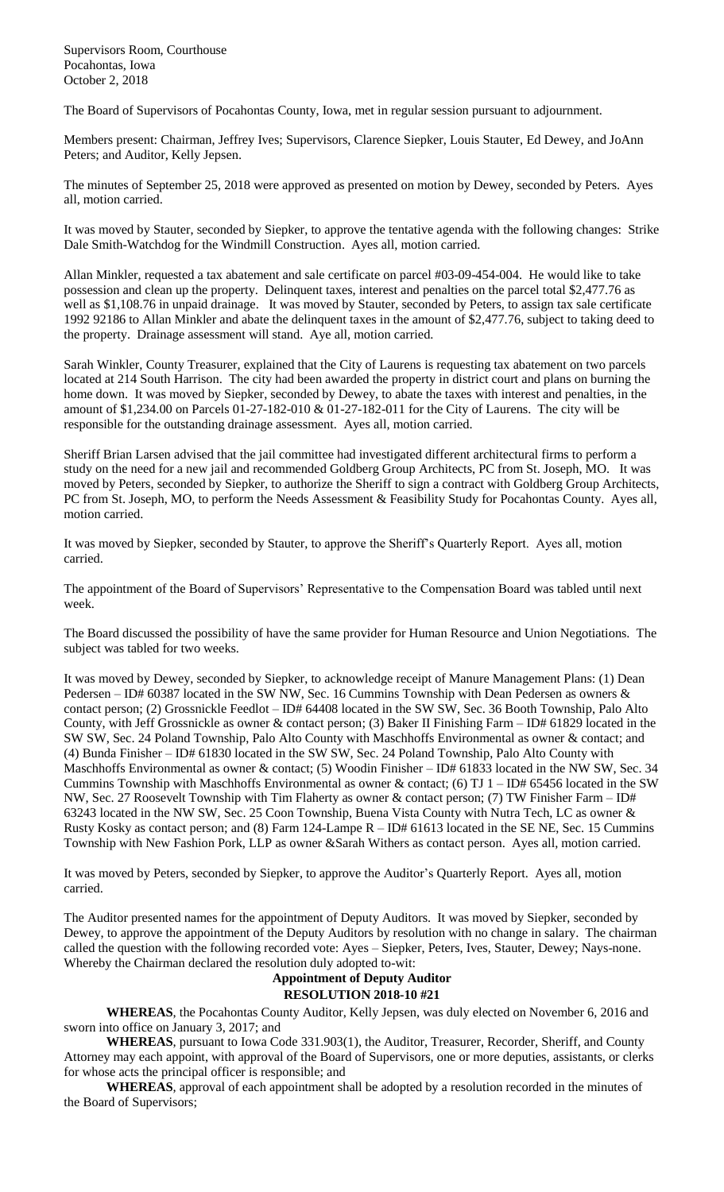Supervisors Room, Courthouse
Pocahontas, Iowa
October 2, 2018

The Board of Supervisors of Pocahontas County, Iowa, met in regular session pursuant to adjournment.

Members present: Chairman, Jeffrey Ives; Supervisors, Clarence Siepker, Louis Stauter, Ed Dewey, and JoAnn Peters; and Auditor, Kelly Jepsen.

The minutes of September 25, 2018 were approved as presented on motion by Dewey, seconded by Peters. Ayes all, motion carried.

It was moved by Stauter, seconded by Siepker, to approve the tentative agenda with the following changes: Strike Dale Smith-Watchdog for the Windmill Construction. Ayes all, motion carried.

Allan Minkler, requested a tax abatement and sale certificate on parcel #03-09-454-004. He would like to take possession and clean up the property. Delinquent taxes, interest and penalties on the parcel total $2,477.76 as well as $1,108.76 in unpaid drainage. It was moved by Stauter, seconded by Peters, to assign tax sale certificate 1992 92186 to Allan Minkler and abate the delinquent taxes in the amount of $2,477.76, subject to taking deed to the property. Drainage assessment will stand. Aye all, motion carried.

Sarah Winkler, County Treasurer, explained that the City of Laurens is requesting tax abatement on two parcels located at 214 South Harrison. The city had been awarded the property in district court and plans on burning the home down. It was moved by Siepker, seconded by Dewey, to abate the taxes with interest and penalties, in the amount of $1,234.00 on Parcels 01-27-182-010 & 01-27-182-011 for the City of Laurens. The city will be responsible for the outstanding drainage assessment. Ayes all, motion carried.

Sheriff Brian Larsen advised that the jail committee had investigated different architectural firms to perform a study on the need for a new jail and recommended Goldberg Group Architects, PC from St. Joseph, MO. It was moved by Peters, seconded by Siepker, to authorize the Sheriff to sign a contract with Goldberg Group Architects, PC from St. Joseph, MO, to perform the Needs Assessment & Feasibility Study for Pocahontas County. Ayes all, motion carried.

It was moved by Siepker, seconded by Stauter, to approve the Sheriff's Quarterly Report. Ayes all, motion carried.

The appointment of the Board of Supervisors' Representative to the Compensation Board was tabled until next week.

The Board discussed the possibility of have the same provider for Human Resource and Union Negotiations. The subject was tabled for two weeks.

It was moved by Dewey, seconded by Siepker, to acknowledge receipt of Manure Management Plans: (1) Dean Pedersen – ID# 60387 located in the SW NW, Sec. 16 Cummins Township with Dean Pedersen as owners & contact person; (2) Grossnickle Feedlot – ID# 64408 located in the SW SW, Sec. 36 Booth Township, Palo Alto County, with Jeff Grossnickle as owner & contact person; (3) Baker II Finishing Farm – ID# 61829 located in the SW SW, Sec. 24 Poland Township, Palo Alto County with Maschhoffs Environmental as owner & contact; and (4) Bunda Finisher – ID# 61830 located in the SW SW, Sec. 24 Poland Township, Palo Alto County with Maschhoffs Environmental as owner & contact; (5) Woodin Finisher – ID# 61833 located in the NW SW, Sec. 34 Cummins Township with Maschhoffs Environmental as owner & contact; (6) TJ 1 – ID# 65456 located in the SW NW, Sec. 27 Roosevelt Township with Tim Flaherty as owner & contact person; (7) TW Finisher Farm – ID# 63243 located in the NW SW, Sec. 25 Coon Township, Buena Vista County with Nutra Tech, LC as owner & Rusty Kosky as contact person; and (8) Farm 124-Lampe R – ID# 61613 located in the SE NE, Sec. 15 Cummins Township with New Fashion Pork, LLP as owner &Sarah Withers as contact person. Ayes all, motion carried.

It was moved by Peters, seconded by Siepker, to approve the Auditor's Quarterly Report. Ayes all, motion carried.

The Auditor presented names for the appointment of Deputy Auditors. It was moved by Siepker, seconded by Dewey, to approve the appointment of the Deputy Auditors by resolution with no change in salary. The chairman called the question with the following recorded vote: Ayes – Siepker, Peters, Ives, Stauter, Dewey; Nays-none. Whereby the Chairman declared the resolution duly adopted to-wit:

**Appointment of Deputy Auditor**
**RESOLUTION 2018-10 #21**

**WHEREAS**, the Pocahontas County Auditor, Kelly Jepsen, was duly elected on November 6, 2016 and sworn into office on January 3, 2017; and

**WHEREAS**, pursuant to Iowa Code 331.903(1), the Auditor, Treasurer, Recorder, Sheriff, and County Attorney may each appoint, with approval of the Board of Supervisors, one or more deputies, assistants, or clerks for whose acts the principal officer is responsible; and

**WHEREAS**, approval of each appointment shall be adopted by a resolution recorded in the minutes of the Board of Supervisors;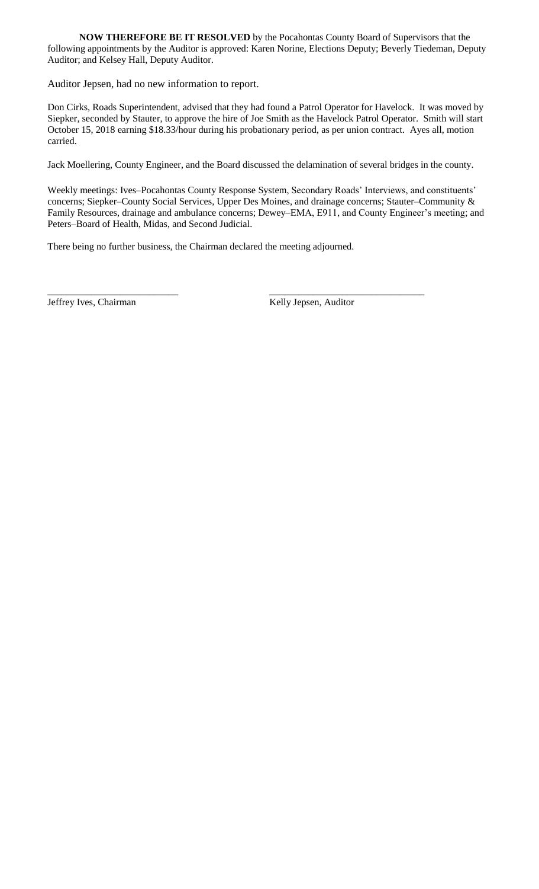**NOW THEREFORE BE IT RESOLVED** by the Pocahontas County Board of Supervisors that the following appointments by the Auditor is approved: Karen Norine, Elections Deputy; Beverly Tiedeman, Deputy Auditor; and Kelsey Hall, Deputy Auditor.

Auditor Jepsen, had no new information to report.

Don Cirks, Roads Superintendent, advised that they had found a Patrol Operator for Havelock. It was moved by Siepker, seconded by Stauter, to approve the hire of Joe Smith as the Havelock Patrol Operator. Smith will start October 15, 2018 earning $18.33/hour during his probationary period, as per union contract. Ayes all, motion carried.

Jack Moellering, County Engineer, and the Board discussed the delamination of several bridges in the county.

Weekly meetings: Ives–Pocahontas County Response System, Secondary Roads' Interviews, and constituents' concerns; Siepker–County Social Services, Upper Des Moines, and drainage concerns; Stauter–Community & Family Resources, drainage and ambulance concerns; Dewey–EMA, E911, and County Engineer's meeting; and Peters–Board of Health, Midas, and Second Judicial.

There being no further business, the Chairman declared the meeting adjourned.

\_\_\_\_\_\_\_\_\_\_\_\_\_\_\_\_\_\_\_\_\_\_\_\_\_\_\_ \_\_\_\_\_\_\_\_\_\_\_\_\_\_\_\_\_\_\_\_\_\_\_\_\_\_\_\_\_\_\_\_

Jeffrey Ives, Chairman Kelly Jepsen, Auditor